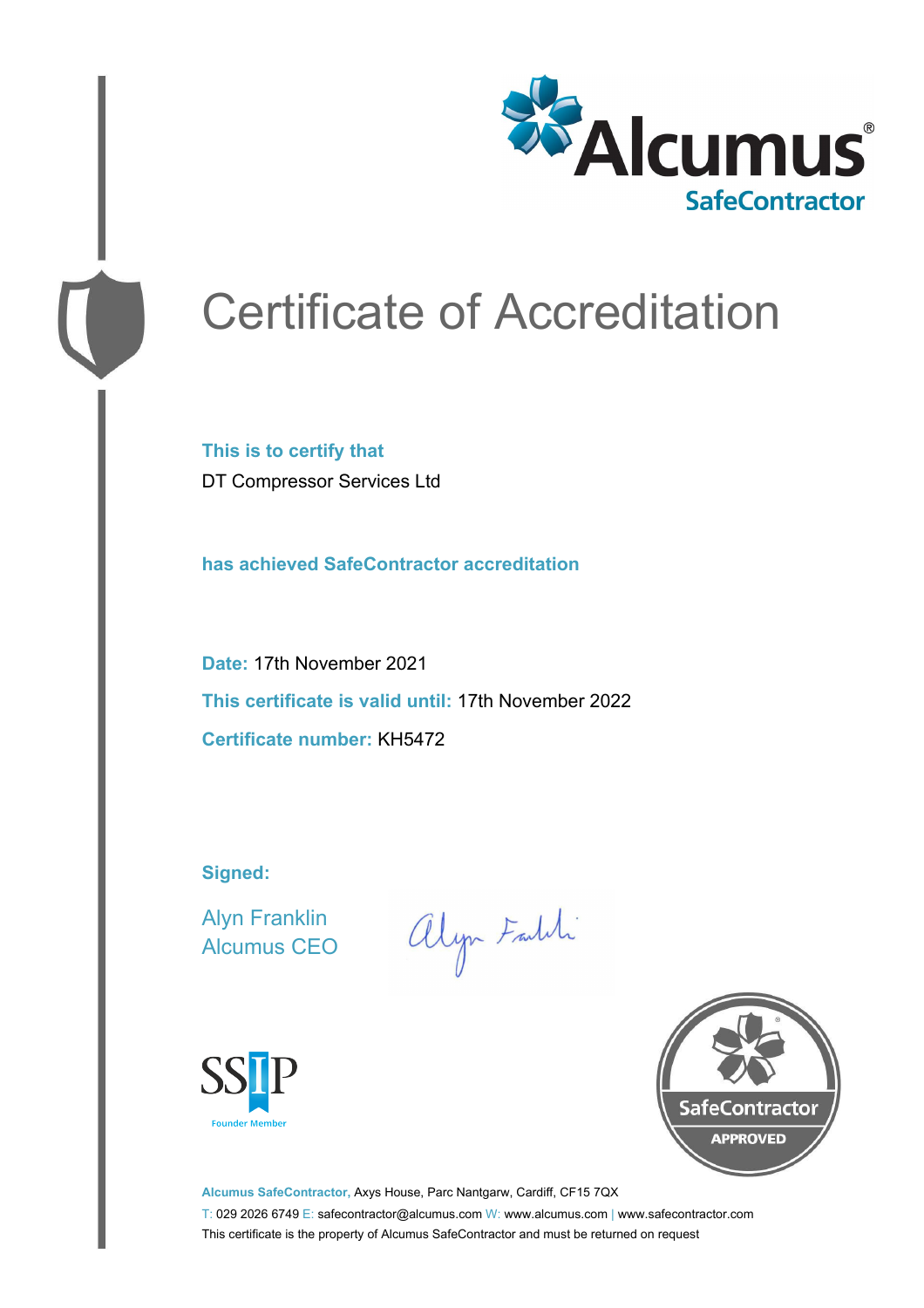Alcumus®
SafeContractor

# Certificate of Accreditation

**This is to certify that**

DT Compressor Services Ltd

**has achieved SafeContractor accreditation**

**Date:** 17th November 2021

**This certificate is valid until:** 17th November 2022

**Certificate number:** KH5472

**Signed:**

Alyn Franklin
Alcumus CEO

SSIP
Founder Member

SafeContractor
APPROVED

**Alcumus SafeContractor,** Axys House, Parc Nantgarw, Cardiff, CF15 7QX

T: 029 2026 6749 E: safecontractor@alcumus.com W: www.alcumus.com | www.safecontractor.com

This certificate is the property of Alcumus SafeContractor and must be returned on request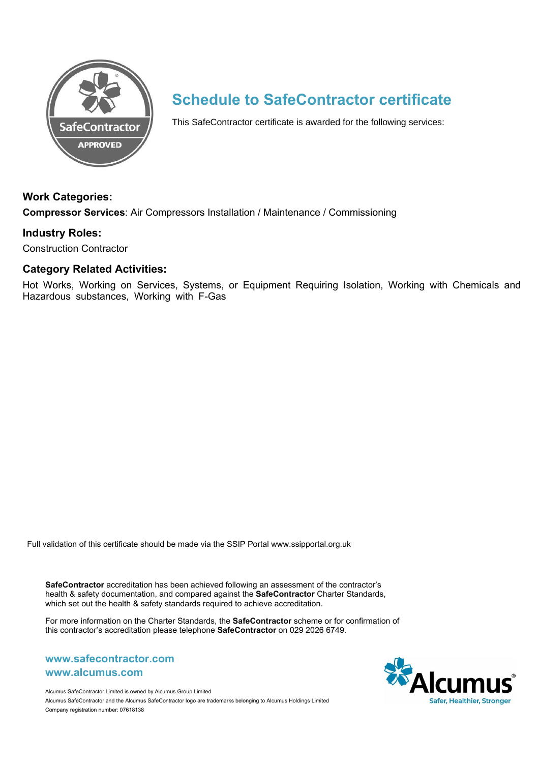# Schedule to SafeContractor certificate

This SafeContractor certificate is awarded for the following services:

### Work Categories:

**Compressor Services**: Air Compressors Installation / Maintenance / Commissioning

### Industry Roles:

Construction Contractor

### Category Related Activities:

Hot Works, Working on Services, Systems, or Equipment Requiring Isolation, Working with Chemicals and Hazardous substances, Working with F-Gas

Full validation of this certificate should be made via the SSIP Portal www.ssipportal.org.uk

**SafeContractor** accreditation has been achieved following an assessment of the contractor's health & safety documentation, and compared against the **SafeContractor** Charter Standards, which set out the health & safety standards required to achieve accreditation.

For more information on the Charter Standards, the **SafeContractor** scheme or for confirmation of this contractor's accreditation please telephone **SafeContractor** on 029 2026 6749.

**www.safecontractor.com**
**www.alcumus.com**

Alcumus SafeContractor Limited is owned by Alcumus Group Limited
Alcumus SafeContractor and the Alcumus SafeContractor logo are trademarks belonging to Alcumus Holdings Limited
Company registration number: 07618138

Alcumus®
Safer, Healthier, Stronger